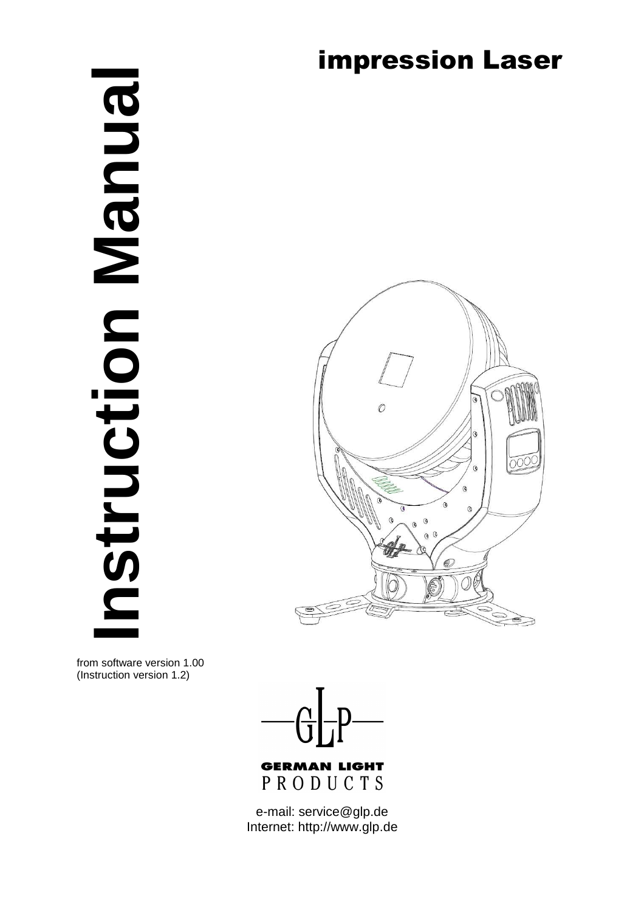# impression Laser

# Instruction Manual

from software version 1.00
(Instruction version 1.2)

GERMAN LIGHT PRODUCTS

e-mail: service@glp.de
Internet: http://www.glp.de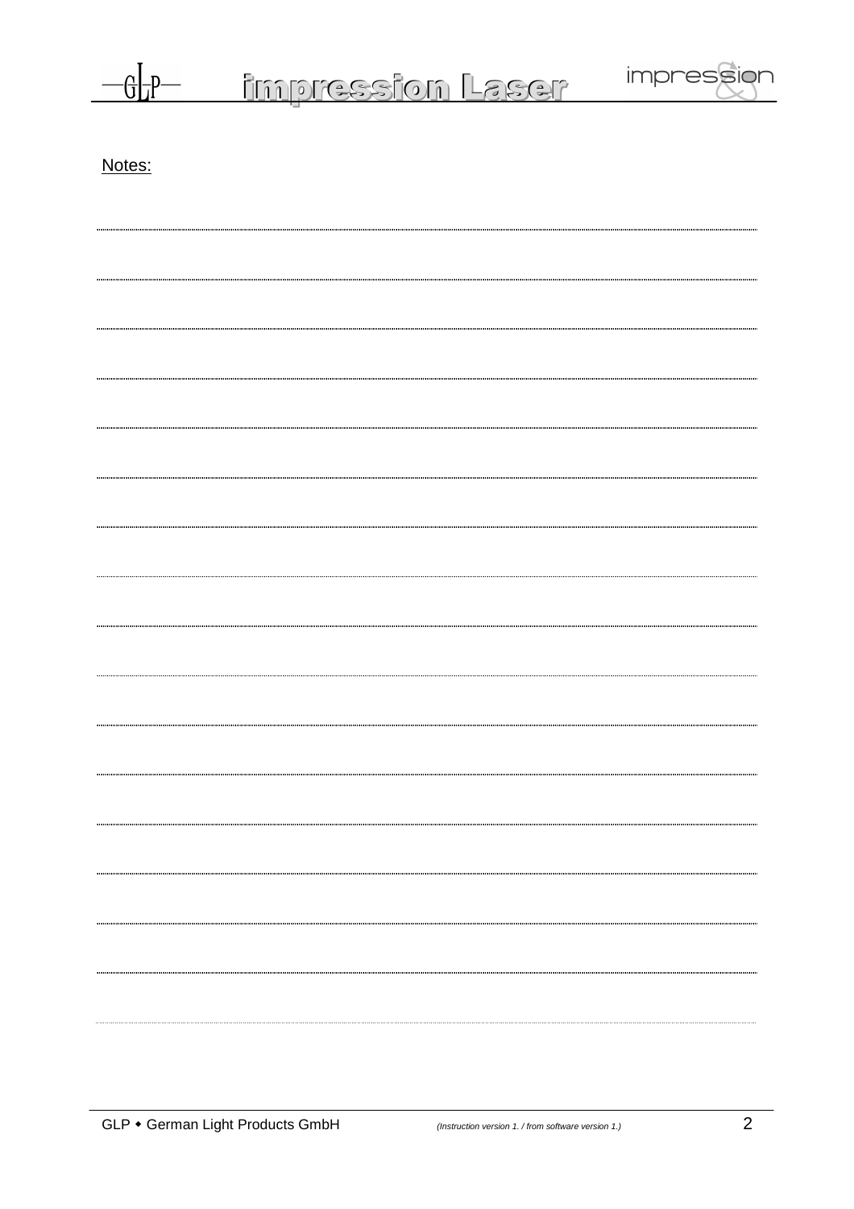Notes: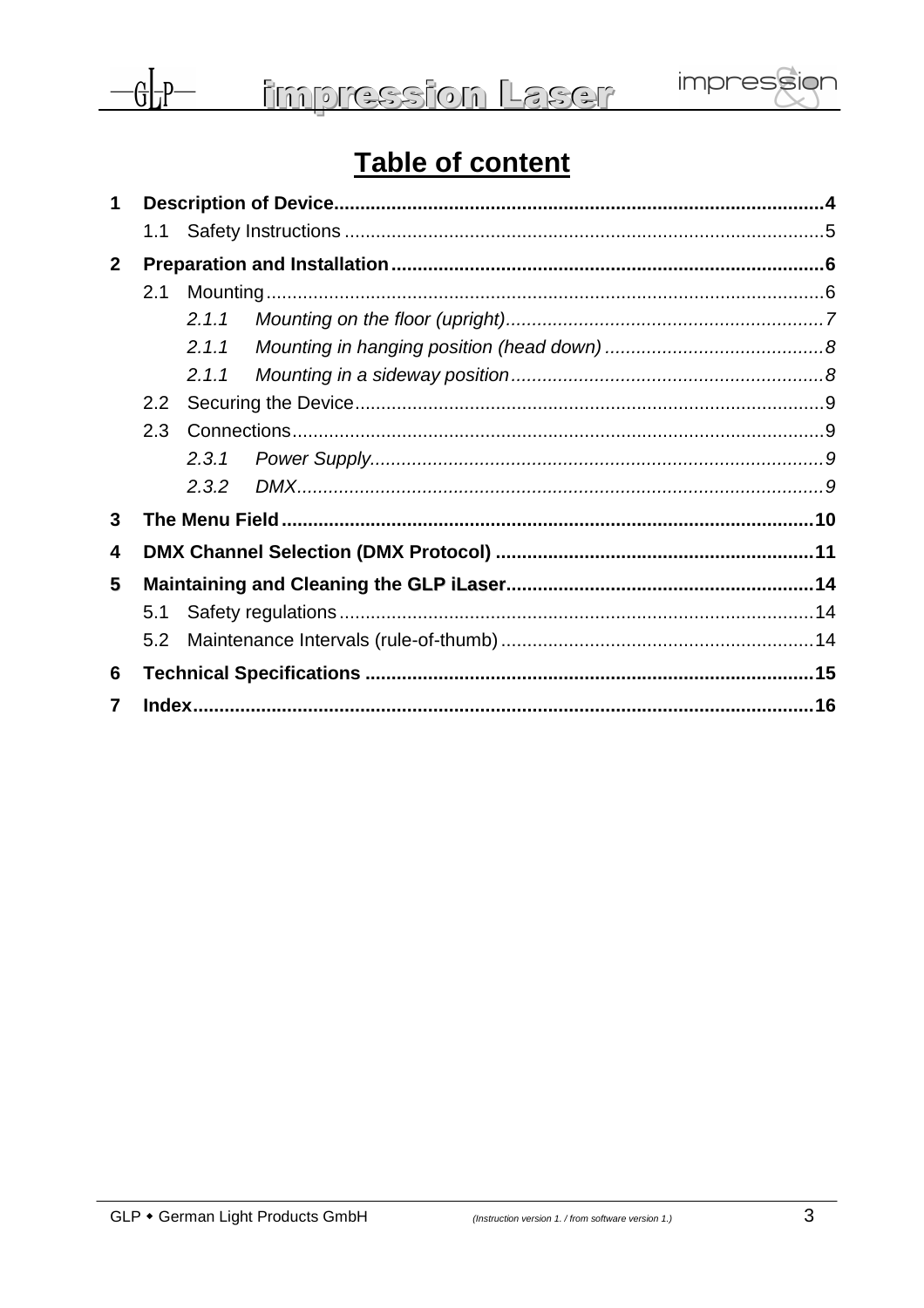# Table of content

1 **Description of Device** ....... 4
  1.1 Safety Instructions ....... 5
2 **Preparation and Installation** ....... 6
  2.1 Mounting ....... 6
    *2.1.1 Mounting on the floor (upright)* ....... *7*
    *2.1.1 Mounting in hanging position (head down)* ....... *8*
    *2.1.1 Mounting in a sideway position* ....... *8*
  2.2 Securing the Device ....... 9
  2.3 Connections ....... 9
    *2.3.1 Power Supply* ....... *9*
    *2.3.2 DMX* ....... *9*
3 **The Menu Field** ....... 10
4 **DMX Channel Selection (DMX Protocol)** ....... 11
5 **Maintaining and Cleaning the GLP iLaser** ....... 14
  5.1 Safety regulations ....... 14
  5.2 Maintenance Intervals (rule-of-thumb) ....... 14
6 **Technical Specifications** ....... 15
7 **Index** ....... 16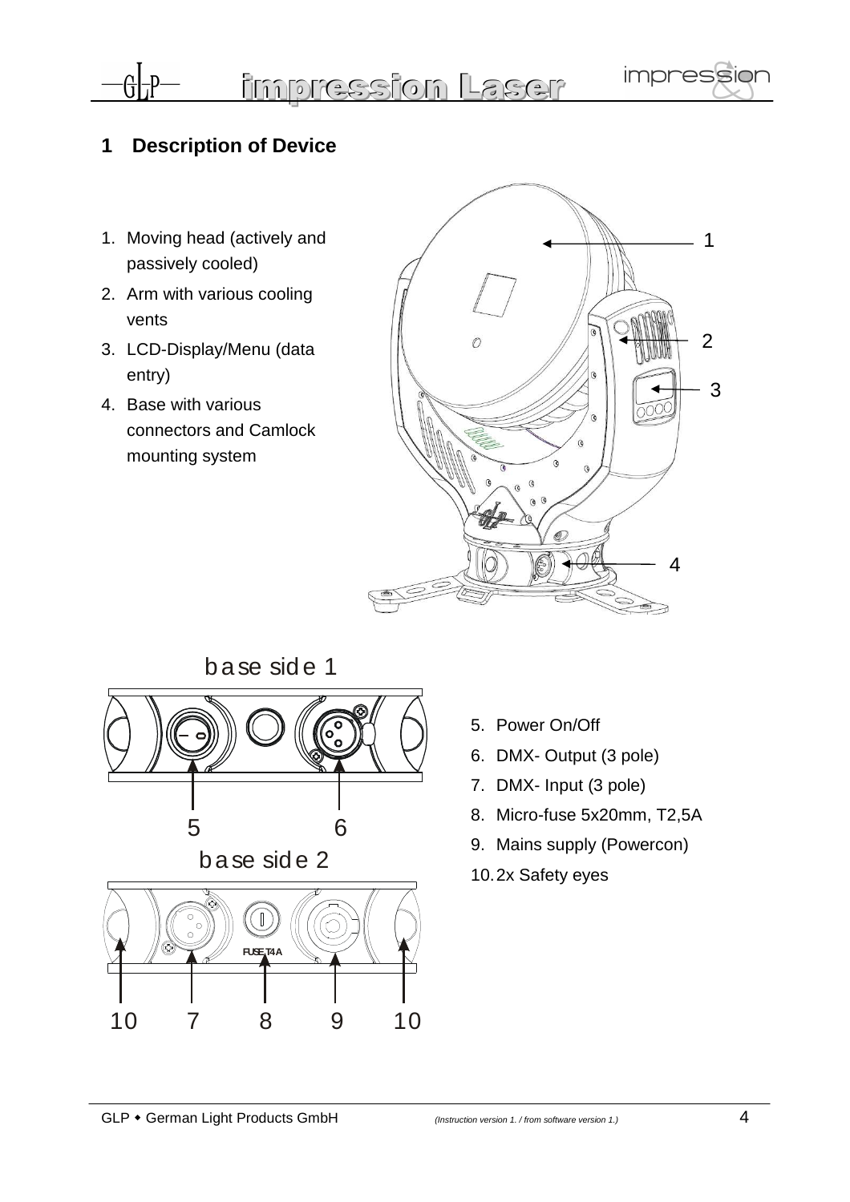# 1 Description of Device

1. Moving head (actively and passively cooled)
2. Arm with various cooling vents
3. LCD-Display/Menu (data entry)
4. Base with various connectors and Camlock mounting system

base side 1

base side 2

5. Power On/Off
6. DMX- Output (3 pole)
7. DMX- Input (3 pole)
8. Micro-fuse 5x20mm, T2,5A
9. Mains supply (Powercon)
10. 2x Safety eyes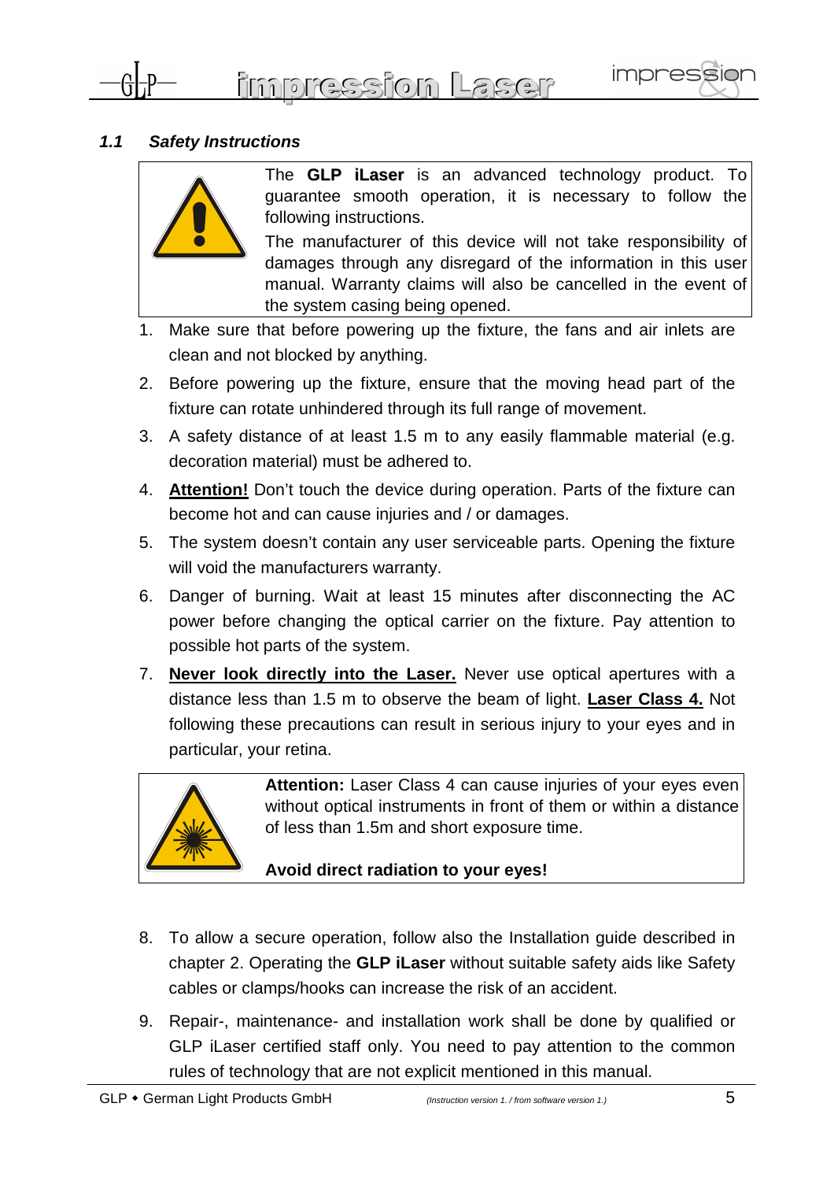### *1.1 Safety Instructions*

The **GLP iLaser** is an advanced technology product. To guarantee smooth operation, it is necessary to follow the following instructions.

The manufacturer of this device will not take responsibility of damages through any disregard of the information in this user manual. Warranty claims will also be cancelled in the event of the system casing being opened.

1. Make sure that before powering up the fixture, the fans and air inlets are clean and not blocked by anything.
2. Before powering up the fixture, ensure that the moving head part of the fixture can rotate unhindered through its full range of movement.
3. A safety distance of at least 1.5 m to any easily flammable material (e.g. decoration material) must be adhered to.
4. **Attention!** Don't touch the device during operation. Parts of the fixture can become hot and can cause injuries and / or damages.
5. The system doesn't contain any user serviceable parts. Opening the fixture will void the manufacturers warranty.
6. Danger of burning. Wait at least 15 minutes after disconnecting the AC power before changing the optical carrier on the fixture. Pay attention to possible hot parts of the system.
7. **Never look directly into the Laser.** Never use optical apertures with a distance less than 1.5 m to observe the beam of light. **Laser Class 4.** Not following these precautions can result in serious injury to your eyes and in particular, your retina.

**Attention:** Laser Class 4 can cause injuries of your eyes even without optical instruments in front of them or within a distance of less than 1.5m and short exposure time.

**Avoid direct radiation to your eyes!**

8. To allow a secure operation, follow also the Installation guide described in chapter 2. Operating the **GLP iLaser** without suitable safety aids like Safety cables or clamps/hooks can increase the risk of an accident.
9. Repair-, maintenance- and installation work shall be done by qualified or GLP iLaser certified staff only. You need to pay attention to the common rules of technology that are not explicit mentioned in this manual.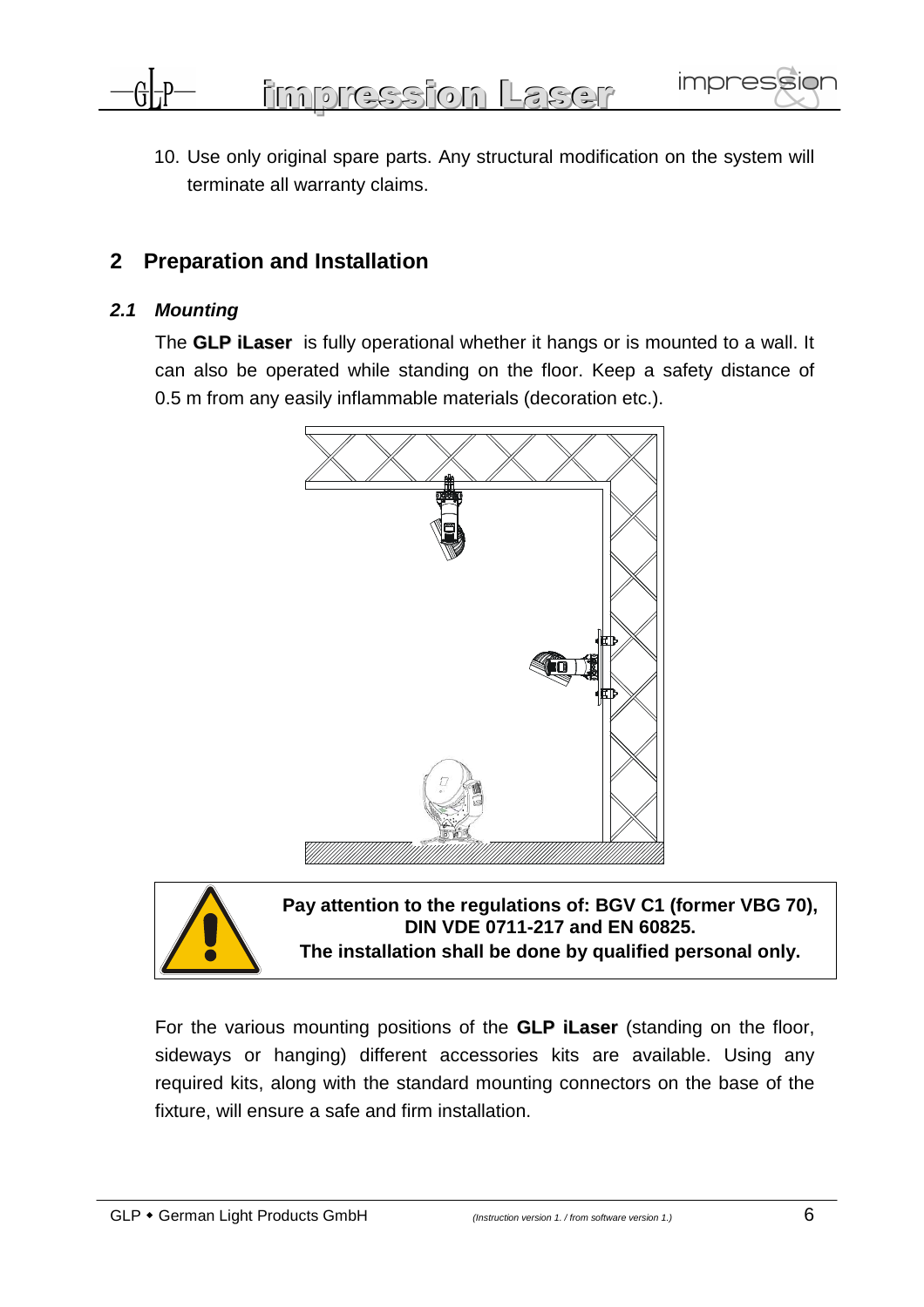10. Use only original spare parts. Any structural modification on the system will terminate all warranty claims.

# 2 Preparation and Installation

## *2.1 Mounting*

The **GLP iLaser** is fully operational whether it hangs or is mounted to a wall. It can also be operated while standing on the floor. Keep a safety distance of 0.5 m from any easily inflammable materials (decoration etc.).

**Pay attention to the regulations of: BGV C1 (former VBG 70), DIN VDE 0711-217 and EN 60825.**
**The installation shall be done by qualified personal only.**

For the various mounting positions of the **GLP iLaser** (standing on the floor, sideways or hanging) different accessories kits are available. Using any required kits, along with the standard mounting connectors on the base of the fixture, will ensure a safe and firm installation.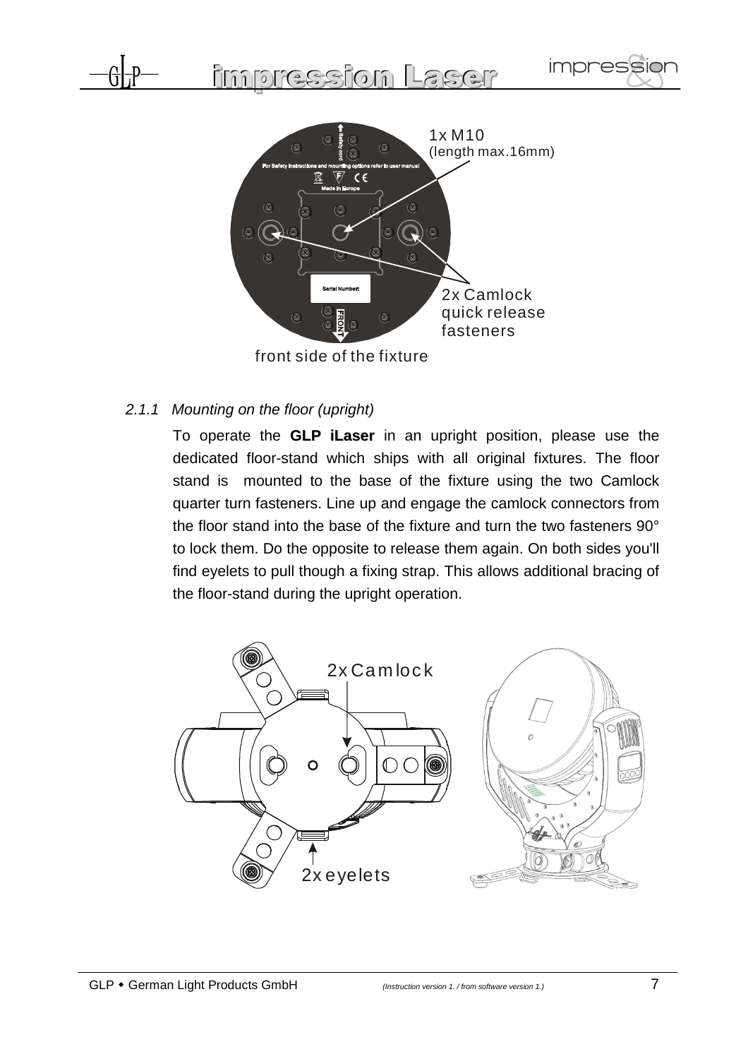1x M10
(length max.16mm)

2x Camlock quick release fasteners

front side of the fixture

### *2.1.1 Mounting on the floor (upright)*

To operate the **GLP iLaser** in an upright position, please use the dedicated floor-stand which ships with all original fixtures. The floor stand is mounted to the base of the fixture using the two Camlock quarter turn fasteners. Line up and engage the camlock connectors from the floor stand into the base of the fixture and turn the two fasteners 90° to lock them. Do the opposite to release them again. On both sides you'll find eyelets to pull though a fixing strap. This allows additional bracing of the floor-stand during the upright operation.

2x Camlock

2x eyelets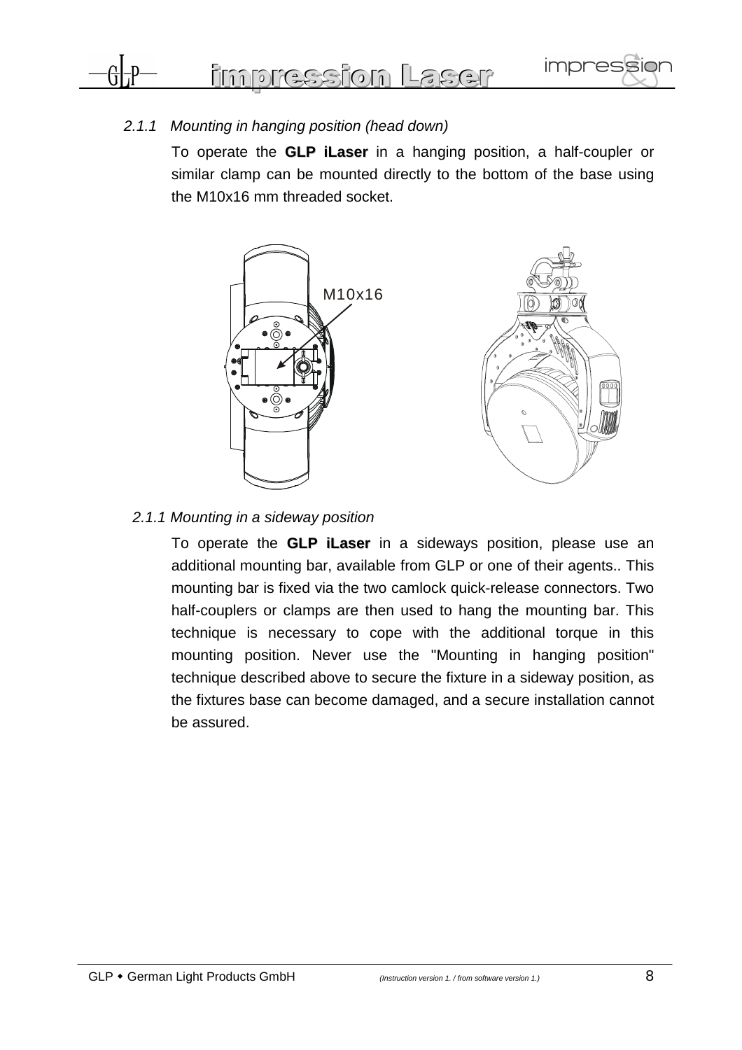### *2.1.1 Mounting in hanging position (head down)*

To operate the **GLP iLaser** in a hanging position, a half-coupler or similar clamp can be mounted directly to the bottom of the base using the M10x16 mm threaded socket.

M10x16

### *2.1.1 Mounting in a sideway position*

To operate the **GLP iLaser** in a sideways position, please use an additional mounting bar, available from GLP or one of their agents.. This mounting bar is fixed via the two camlock quick-release connectors. Two half-couplers or clamps are then used to hang the mounting bar. This technique is necessary to cope with the additional torque in this mounting position. Never use the "Mounting in hanging position" technique described above to secure the fixture in a sideway position, as the fixtures base can become damaged, and a secure installation cannot be assured.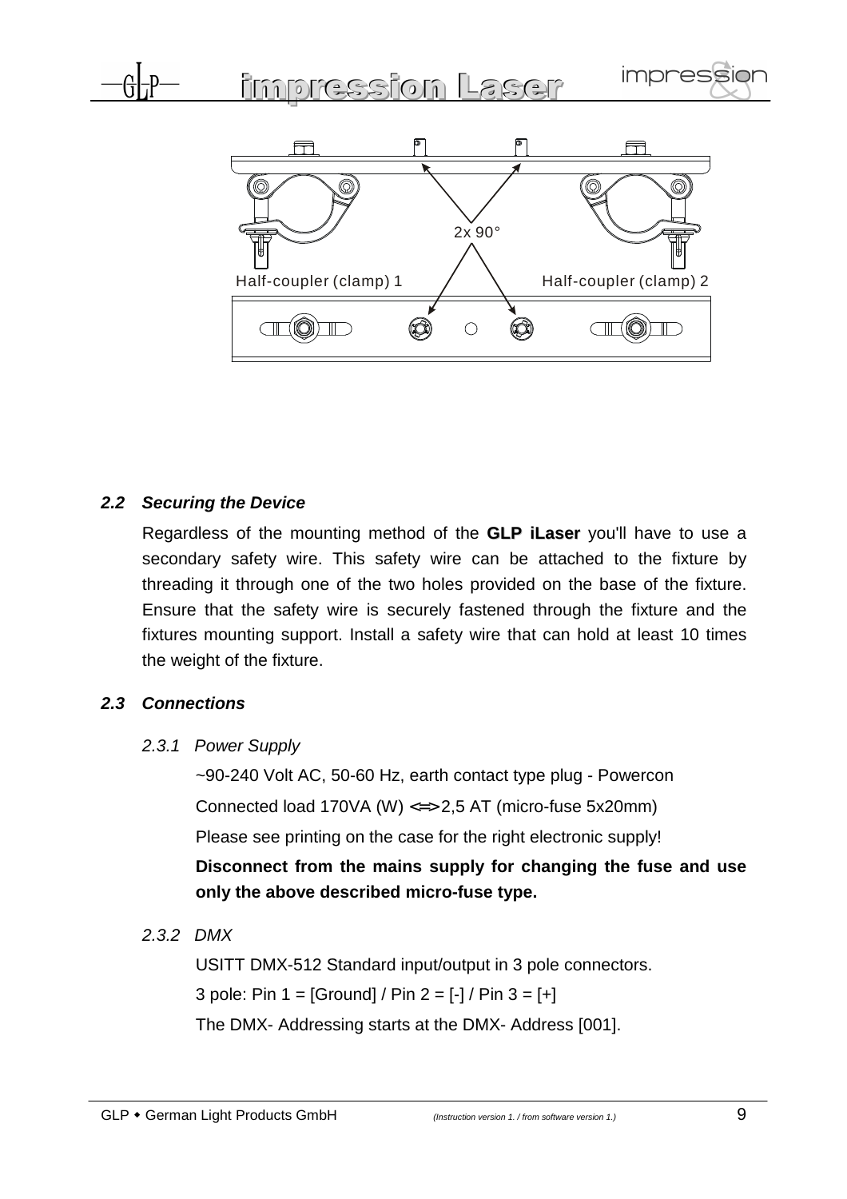Half-coupler (clamp) 1

2x 90°

Half-coupler (clamp) 2

### *2.2 Securing the Device*

Regardless of the mounting method of the **GLP iLaser** you'll have to use a secondary safety wire. This safety wire can be attached to the fixture by threading it through one of the two holes provided on the base of the fixture. Ensure that the safety wire is securely fastened through the fixture and the fixtures mounting support. Install a safety wire that can hold at least 10 times the weight of the fixture.

### *2.3 Connections*

#### *2.3.1 Power Supply*

~90-240 Volt AC, 50-60 Hz, earth contact type plug - Powercon

Connected load 170VA (W) <=> 2,5 AT (micro-fuse 5x20mm)

Please see printing on the case for the right electronic supply!

**Disconnect from the mains supply for changing the fuse and use only the above described micro-fuse type.**

#### *2.3.2 DMX*

USITT DMX-512 Standard input/output in 3 pole connectors.

3 pole: Pin 1 = [Ground] / Pin 2 = [-] / Pin 3 = [+]

The DMX- Addressing starts at the DMX- Address [001].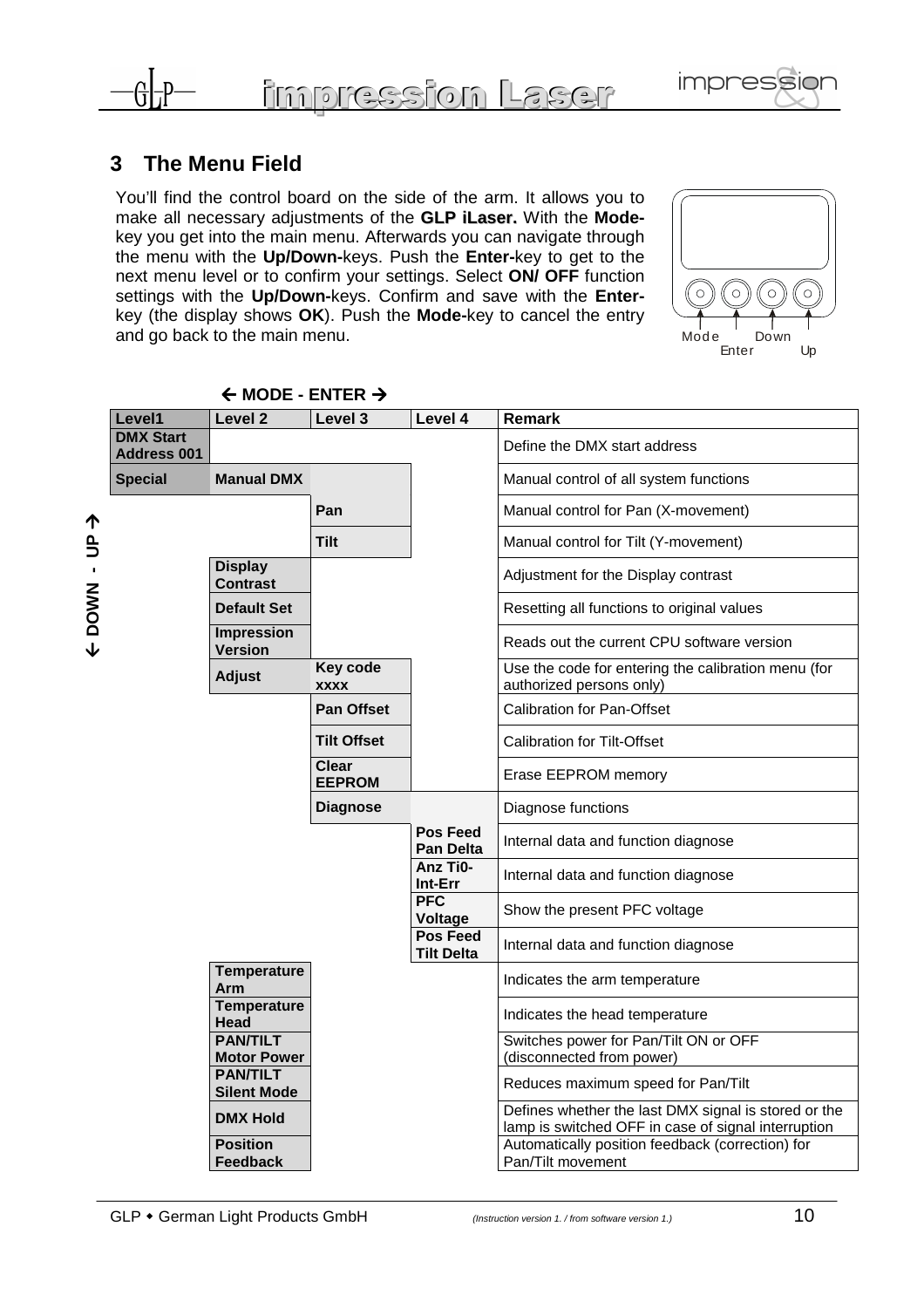## 3 The Menu Field

You'll find the control board on the side of the arm. It allows you to make all necessary adjustments of the **GLP iLaser.** With the **Mode-**key you get into the main menu. Afterwards you can navigate through the menu with the **Up/Down-**keys. Push the **Enter-**key to get to the next menu level or to confirm your settings. Select **ON/ OFF** function settings with the **Up/Down-**keys. Confirm and save with the **Enter-**key (the display shows **OK**). Push the **Mode-**key to cancel the entry and go back to the main menu.

Mode Enter Down Up

← MODE - ENTER →

← DOWN - UP →

| Level1 | Level 2 | Level 3 | Level 4 | Remark |
|---|---|---|---|---|
| **DMX Start Address 001** | | | | Define the DMX start address |
| **Special** | **Manual DMX** | | | Manual control of all system functions |
| | | **Pan** | | Manual control for Pan (X-movement) |
| | | **Tilt** | | Manual control for Tilt (Y-movement) |
| | **Display Contrast** | | | Adjustment for the Display contrast |
| | **Default Set** | | | Resetting all functions to original values |
| | **Impression Version** | | | Reads out the current CPU software version |
| | **Adjust** | **Key code xxxx** | | Use the code for entering the calibration menu (for authorized persons only) |
| | | **Pan Offset** | | Calibration for Pan-Offset |
| | | **Tilt Offset** | | Calibration for Tilt-Offset |
| | | **Clear EEPROM** | | Erase EEPROM memory |
| | | **Diagnose** | | Diagnose functions |
| | | | **Pos Feed Pan Delta** | Internal data and function diagnose |
| | | | **Anz Ti0-Int-Err** | Internal data and function diagnose |
| | | | **PFC Voltage** | Show the present PFC voltage |
| | | | **Pos Feed Tilt Delta** | Internal data and function diagnose |
| | **Temperature Arm** | | | Indicates the arm temperature |
| | **Temperature Head** | | | Indicates the head temperature |
| | **PAN/TILT Motor Power** | | | Switches power for Pan/Tilt ON or OFF (disconnected from power) |
| | **PAN/TILT Silent Mode** | | | Reduces maximum speed for Pan/Tilt |
| | **DMX Hold** | | | Defines whether the last DMX signal is stored or the lamp is switched OFF in case of signal interruption |
| | **Position Feedback** | | | Automatically position feedback (correction) for Pan/Tilt movement |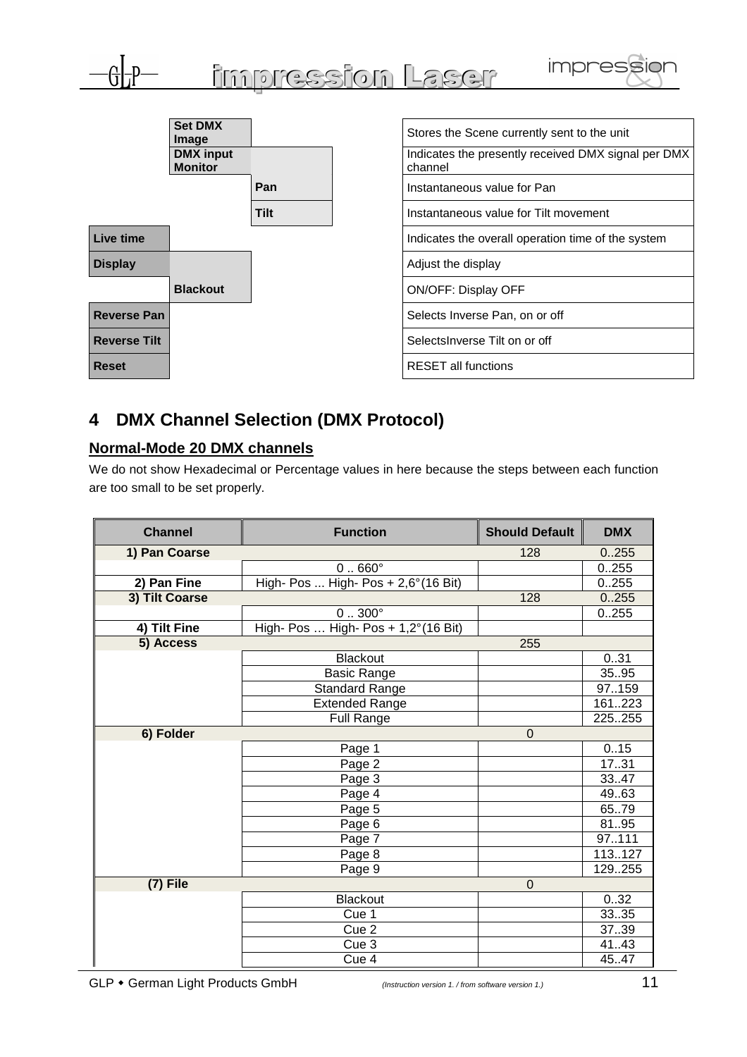| | | | Description |
|---|---|---|---|
| | **Set DMX Image** | | Stores the Scene currently sent to the unit |
| | **DMX input Monitor** | | Indicates the presently received DMX signal per DMX channel |
| | | **Pan** | Instantaneous value for Pan |
| | | **Tilt** | Instantaneous value for Tilt movement |
| **Live time** | | | Indicates the overall operation time of the system |
| **Display** | | | Adjust the display |
| | **Blackout** | | ON/OFF: Display OFF |
| **Reverse Pan** | | | Selects Inverse Pan, on or off |
| **Reverse Tilt** | | | SelectsInverse Tilt on or off |
| **Reset** | | | RESET all functions |

# 4 DMX Channel Selection (DMX Protocol)

## Normal-Mode 20 DMX channels

We do not show Hexadecimal or Percentage values in here because the steps between each function are too small to be set properly.

| Channel | Function | Should Default | DMX |
|---|---|---|---|
| **1) Pan Coarse** | | 128 | 0..255 |
| | 0 .. 660° | | 0..255 |
| **2) Pan Fine** | High- Pos ... High- Pos + 2,6°(16 Bit) | | 0..255 |
| **3) Tilt Coarse** | | 128 | 0..255 |
| | 0 .. 300° | | 0..255 |
| **4) Tilt Fine** | High- Pos … High- Pos + 1,2°(16 Bit) | | |
| **5) Access** | | 255 | |
| | Blackout | | 0..31 |
| | Basic Range | | 35..95 |
| | Standard Range | | 97..159 |
| | Extended Range | | 161..223 |
| | Full Range | | 225..255 |
| **6) Folder** | | 0 | |
| | Page 1 | | 0..15 |
| | Page 2 | | 17..31 |
| | Page 3 | | 33..47 |
| | Page 4 | | 49..63 |
| | Page 5 | | 65..79 |
| | Page 6 | | 81..95 |
| | Page 7 | | 97..111 |
| | Page 8 | | 113..127 |
| | Page 9 | | 129..255 |
| **(7) File** | | 0 | |
| | Blackout | | 0..32 |
| | Cue 1 | | 33..35 |
| | Cue 2 | | 37..39 |
| | Cue 3 | | 41..43 |
| | Cue 4 | | 45..47 |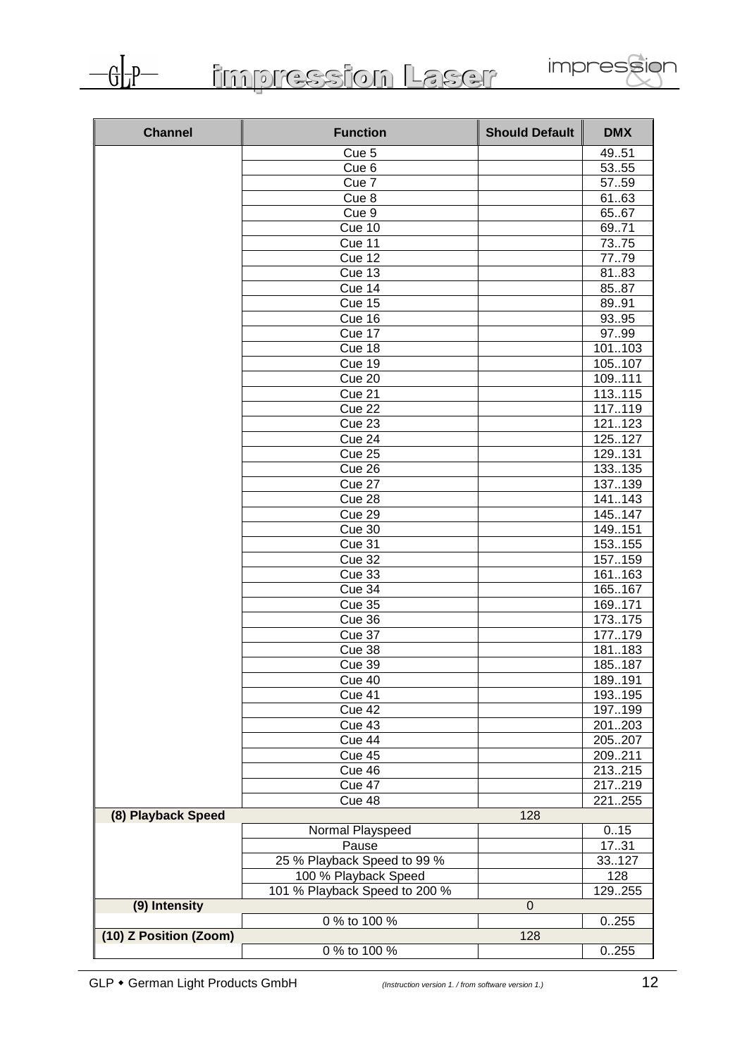| Channel | Function | Should Default | DMX |
|---|---|---|---|
| | Cue 5 | | 49..51 |
| | Cue 6 | | 53..55 |
| | Cue 7 | | 57..59 |
| | Cue 8 | | 61..63 |
| | Cue 9 | | 65..67 |
| | Cue 10 | | 69..71 |
| | Cue 11 | | 73..75 |
| | Cue 12 | | 77..79 |
| | Cue 13 | | 81..83 |
| | Cue 14 | | 85..87 |
| | Cue 15 | | 89..91 |
| | Cue 16 | | 93..95 |
| | Cue 17 | | 97..99 |
| | Cue 18 | | 101..103 |
| | Cue 19 | | 105..107 |
| | Cue 20 | | 109..111 |
| | Cue 21 | | 113..115 |
| | Cue 22 | | 117..119 |
| | Cue 23 | | 121..123 |
| | Cue 24 | | 125..127 |
| | Cue 25 | | 129..131 |
| | Cue 26 | | 133..135 |
| | Cue 27 | | 137..139 |
| | Cue 28 | | 141..143 |
| | Cue 29 | | 145..147 |
| | Cue 30 | | 149..151 |
| | Cue 31 | | 153..155 |
| | Cue 32 | | 157..159 |
| | Cue 33 | | 161..163 |
| | Cue 34 | | 165..167 |
| | Cue 35 | | 169..171 |
| | Cue 36 | | 173..175 |
| | Cue 37 | | 177..179 |
| | Cue 38 | | 181..183 |
| | Cue 39 | | 185..187 |
| | Cue 40 | | 189..191 |
| | Cue 41 | | 193..195 |
| | Cue 42 | | 197..199 |
| | Cue 43 | | 201..203 |
| | Cue 44 | | 205..207 |
| | Cue 45 | | 209..211 |
| | Cue 46 | | 213..215 |
| | Cue 47 | | 217..219 |
| | Cue 48 | | 221..255 |
| **(8) Playback Speed** | | 128 | |
| | Normal Playspeed | | 0..15 |
| | Pause | | 17..31 |
| | 25 % Playback Speed to 99 % | | 33..127 |
| | 100 % Playback Speed | | 128 |
| | 101 % Playback Speed to 200 % | | 129..255 |
| **(9) Intensity** | | 0 | |
| | 0 % to 100 % | | 0..255 |
| **(10) Z Position (Zoom)** | | 128 | |
| | 0 % to 100 % | | 0..255 |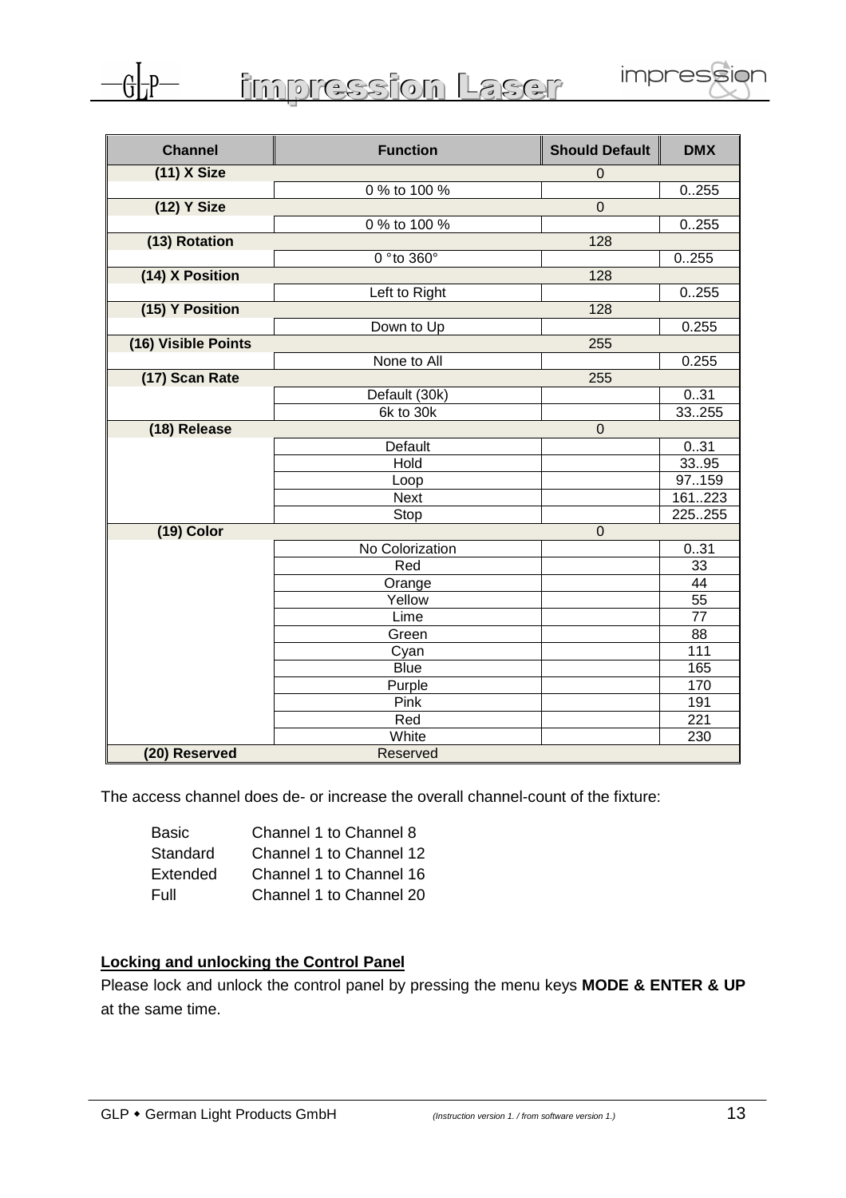| Channel | Function | Should Default | DMX |
|---|---|---|---|
| (11) X Size | | 0 | |
| | 0 % to 100 % | | 0..255 |
| (12) Y Size | | 0 | |
| | 0 % to 100 % | | 0..255 |
| (13) Rotation | | 128 | |
| | 0 °to 360° | | 0..255 |
| (14) X Position | | 128 | |
| | Left to Right | | 0..255 |
| (15) Y Position | | 128 | |
| | Down to Up | | 0.255 |
| (16) Visible Points | | 255 | |
| | None to All | | 0.255 |
| (17) Scan Rate | | 255 | |
| | Default (30k) | | 0..31 |
| | 6k to 30k | | 33..255 |
| (18) Release | | 0 | |
| | Default | | 0..31 |
| | Hold | | 33..95 |
| | Loop | | 97..159 |
| | Next | | 161..223 |
| | Stop | | 225..255 |
| (19) Color | | 0 | |
| | No Colorization | | 0..31 |
| | Red | | 33 |
| | Orange | | 44 |
| | Yellow | | 55 |
| | Lime | | 77 |
| | Green | | 88 |
| | Cyan | | 111 |
| | Blue | | 165 |
| | Purple | | 170 |
| | Pink | | 191 |
| | Red | | 221 |
| | White | | 230 |
| (20) Reserved | Reserved | | |

The access channel does de- or increase the overall channel-count of the fixture:

| | |
|---|---|
| Basic | Channel 1 to Channel 8 |
| Standard | Channel 1 to Channel 12 |
| Extended | Channel 1 to Channel 16 |
| Full | Channel 1 to Channel 20 |

**Locking and unlocking the Control Panel**

Please lock and unlock the control panel by pressing the menu keys **MODE & ENTER & UP** at the same time.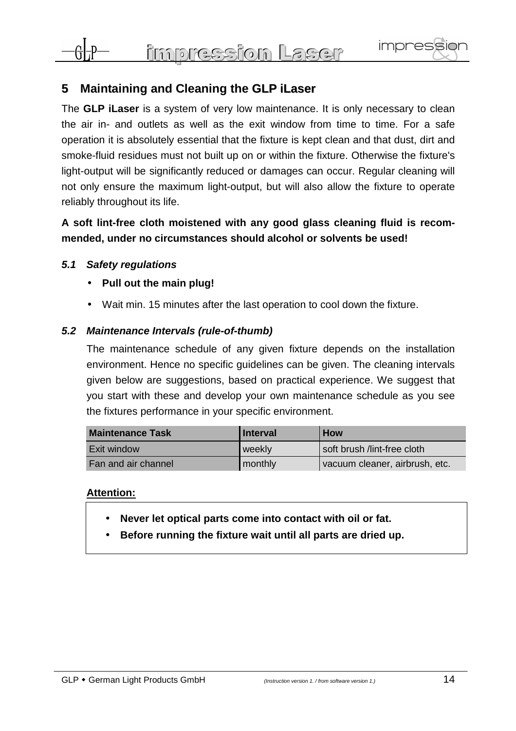# 5 Maintaining and Cleaning the GLP iLaser

The **GLP iLaser** is a system of very low maintenance. It is only necessary to clean the air in- and outlets as well as the exit window from time to time. For a safe operation it is absolutely essential that the fixture is kept clean and that dust, dirt and smoke-fluid residues must not built up on or within the fixture. Otherwise the fixture's light-output will be significantly reduced or damages can occur. Regular cleaning will not only ensure the maximum light-output, but will also allow the fixture to operate reliably throughout its life.

**A soft lint-free cloth moistened with any good glass cleaning fluid is recommended, under no circumstances should alcohol or solvents be used!**

### *5.1 Safety regulations*

- **Pull out the main plug!**
- Wait min. 15 minutes after the last operation to cool down the fixture.

### *5.2 Maintenance Intervals (rule-of-thumb)*

The maintenance schedule of any given fixture depends on the installation environment. Hence no specific guidelines can be given. The cleaning intervals given below are suggestions, based on practical experience. We suggest that you start with these and develop your own maintenance schedule as you see the fixtures performance in your specific environment.

| Maintenance Task | Interval | How |
|---|---|---|
| Exit window | weekly | soft brush /lint-free cloth |
| Fan and air channel | monthly | vacuum cleaner, airbrush, etc. |

**Attention:**

- **Never let optical parts come into contact with oil or fat.**
- **Before running the fixture wait until all parts are dried up.**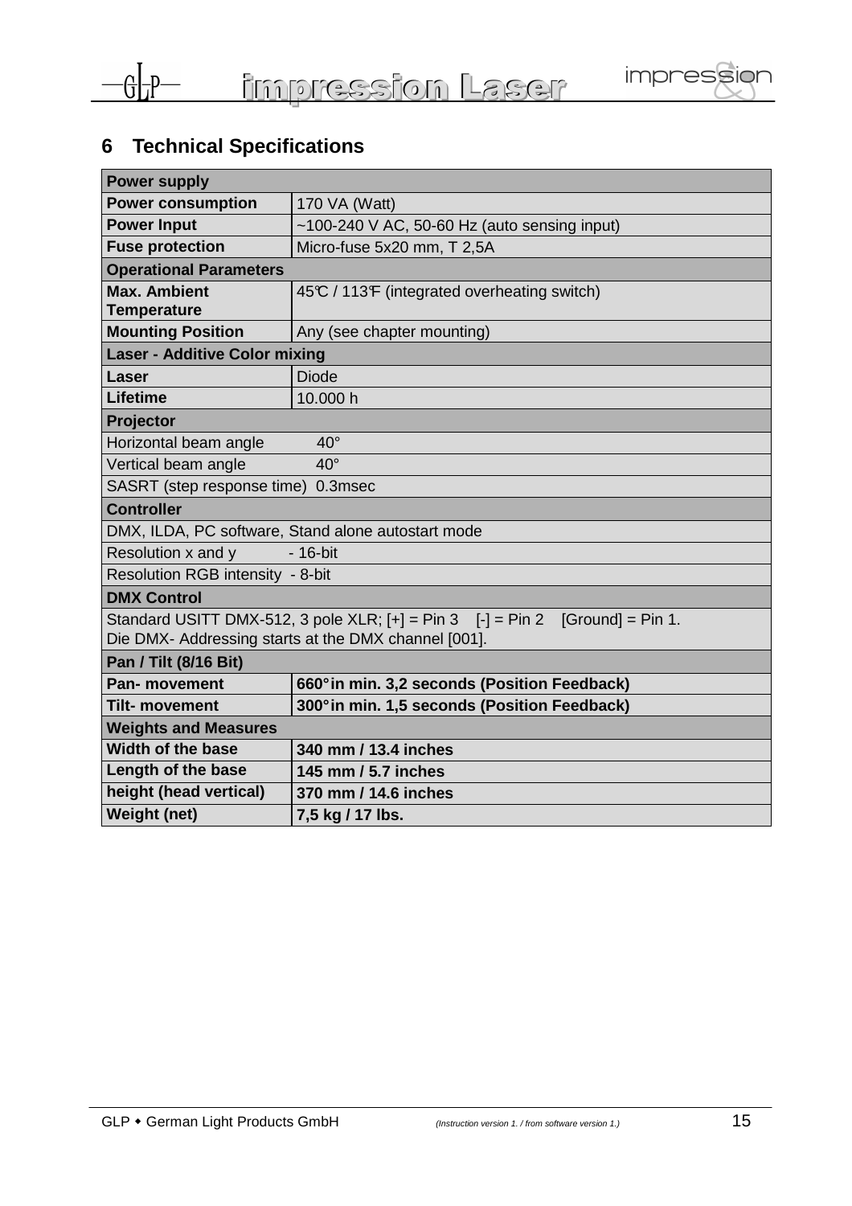## 6 Technical Specifications

| **Power supply** | |
|---|---|
| **Power consumption** | 170 VA (Watt) |
| **Power Input** | ~100-240 V AC, 50-60 Hz (auto sensing input) |
| **Fuse protection** | Micro-fuse 5x20 mm, T 2,5A |
| **Operational Parameters** | |
| **Max. Ambient Temperature** | 45℃ / 113℉ (integrated overheating switch) |
| **Mounting Position** | Any (see chapter mounting) |
| **Laser - Additive Color mixing** | |
| **Laser** | Diode |
| **Lifetime** | 10.000 h |
| **Projector** | |
| Horizontal beam angle 40° | |
| Vertical beam angle 40° | |
| SASRT (step response time) 0.3msec | |
| **Controller** | |
| DMX, ILDA, PC software, Stand alone autostart mode | |
| Resolution x and y - 16-bit | |
| Resolution RGB intensity - 8-bit | |
| **DMX Control** | |
| Standard USITT DMX-512, 3 pole XLR; [+] = Pin 3 [-] = Pin 2 [Ground] = Pin 1. Die DMX- Addressing starts at the DMX channel [001]. | |
| **Pan / Tilt (8/16 Bit)** | |
| **Pan- movement** | **660° in min. 3,2 seconds (Position Feedback)** |
| **Tilt- movement** | **300° in min. 1,5 seconds (Position Feedback)** |
| **Weights and Measures** | |
| **Width of the base** | **340 mm / 13.4 inches** |
| **Length of the base** | **145 mm / 5.7 inches** |
| **height (head vertical)** | **370 mm / 14.6 inches** |
| **Weight (net)** | **7,5 kg / 17 lbs.** |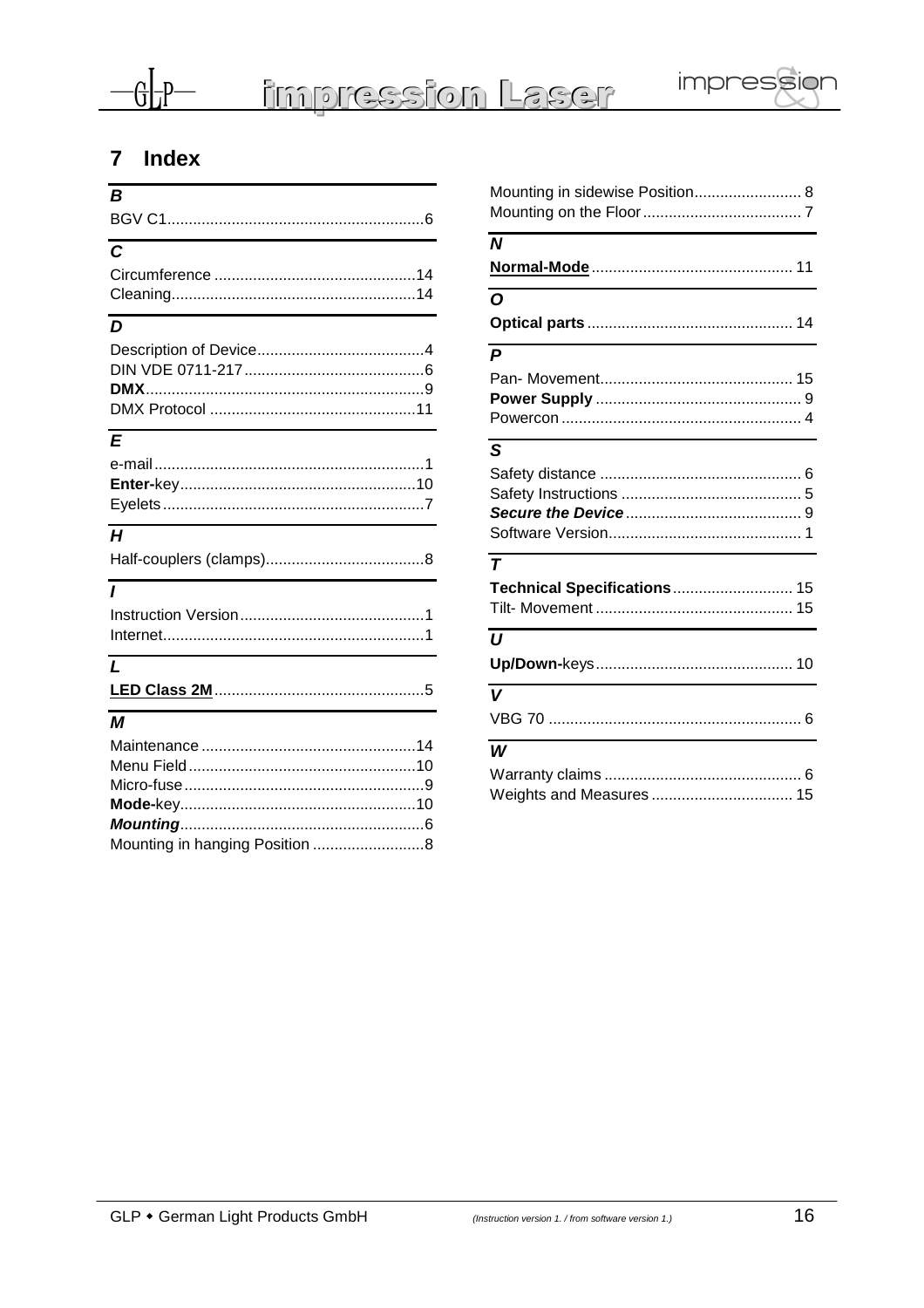# 7 Index

### *B*

BGV C1 ... 6

### *C*

Circumference ... 14
Cleaning ... 14

### *D*

Description of Device ... 4
DIN VDE 0711-217 ... 6
**DMX** ... 9
DMX Protocol ... 11

### *E*

e-mail ... 1
**Enter-**key ... 10
Eyelets ... 7

### *H*

Half-couplers (clamps) ... 8

### *I*

Instruction Version ... 1
Internet ... 1

### *L*

**LED Class 2M** ... 5

### *M*

Maintenance ... 14
Menu Field ... 10
Micro-fuse ... 9
**Mode-**key ... 10
***Mounting*** ... 6
Mounting in hanging Position ... 8
Mounting in sidewise Position ... 8
Mounting on the Floor ... 7

### *N*

**Normal-Mode** ... 11

### *O*

**Optical parts** ... 14

### *P*

Pan- Movement ... 15
**Power Supply** ... 9
Powercon ... 4

### *S*

Safety distance ... 6
Safety Instructions ... 5
***Secure the Device*** ... 9
Software Version ... 1

### *T*

**Technical Specifications** ... 15
Tilt- Movement ... 15

### *U*

**Up/Down-**keys ... 10

### *V*

VBG 70 ... 6

### *W*

Warranty claims ... 6
Weights and Measures ... 15